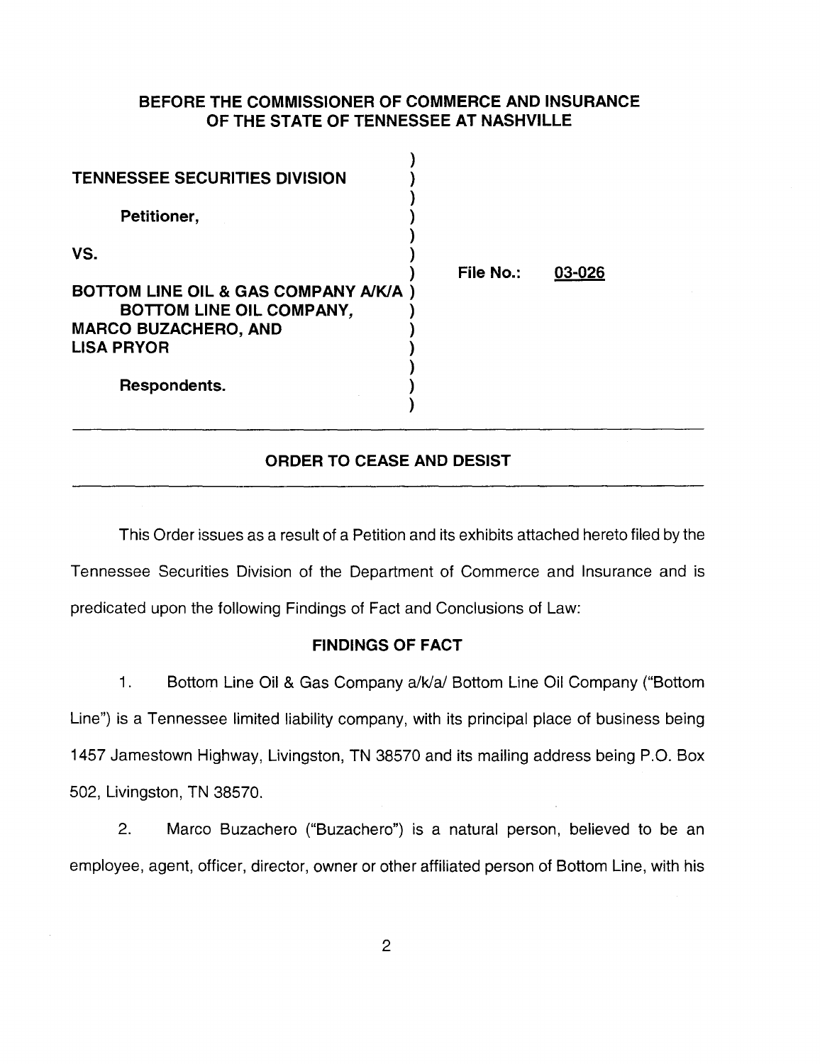**BEFORE THE COMMISSIONER OF COMMERCE AND INSURANCE OF THE STATE OF TENNESSEE AT NASHVILLE**

| | |
|---|---|
| **TENNESSEE SECURITIES DIVISION** | |
| **Petitioner,** | |
| **VS.** | **File No.: 03-026** |
| **BOTTOM LINE OIL & GAS COMPANY A/K/A BOTTOM LINE OIL COMPANY, MARCO BUZACHERO, AND LISA PRYOR** | |
| **Respondents.** | |

## ORDER TO CEASE AND DESIST

This Order issues as a result of a Petition and its exhibits attached hereto filed by the Tennessee Securities Division of the Department of Commerce and Insurance and is predicated upon the following Findings of Fact and Conclusions of Law:

### FINDINGS OF FACT

1. Bottom Line Oil & Gas Company a/k/a/ Bottom Line Oil Company ("Bottom Line") is a Tennessee limited liability company, with its principal place of business being 1457 Jamestown Highway, Livingston, TN 38570 and its mailing address being P.O. Box 502, Livingston, TN 38570.

2. Marco Buzachero ("Buzachero") is a natural person, believed to be an employee, agent, officer, director, owner or other affiliated person of Bottom Line, with his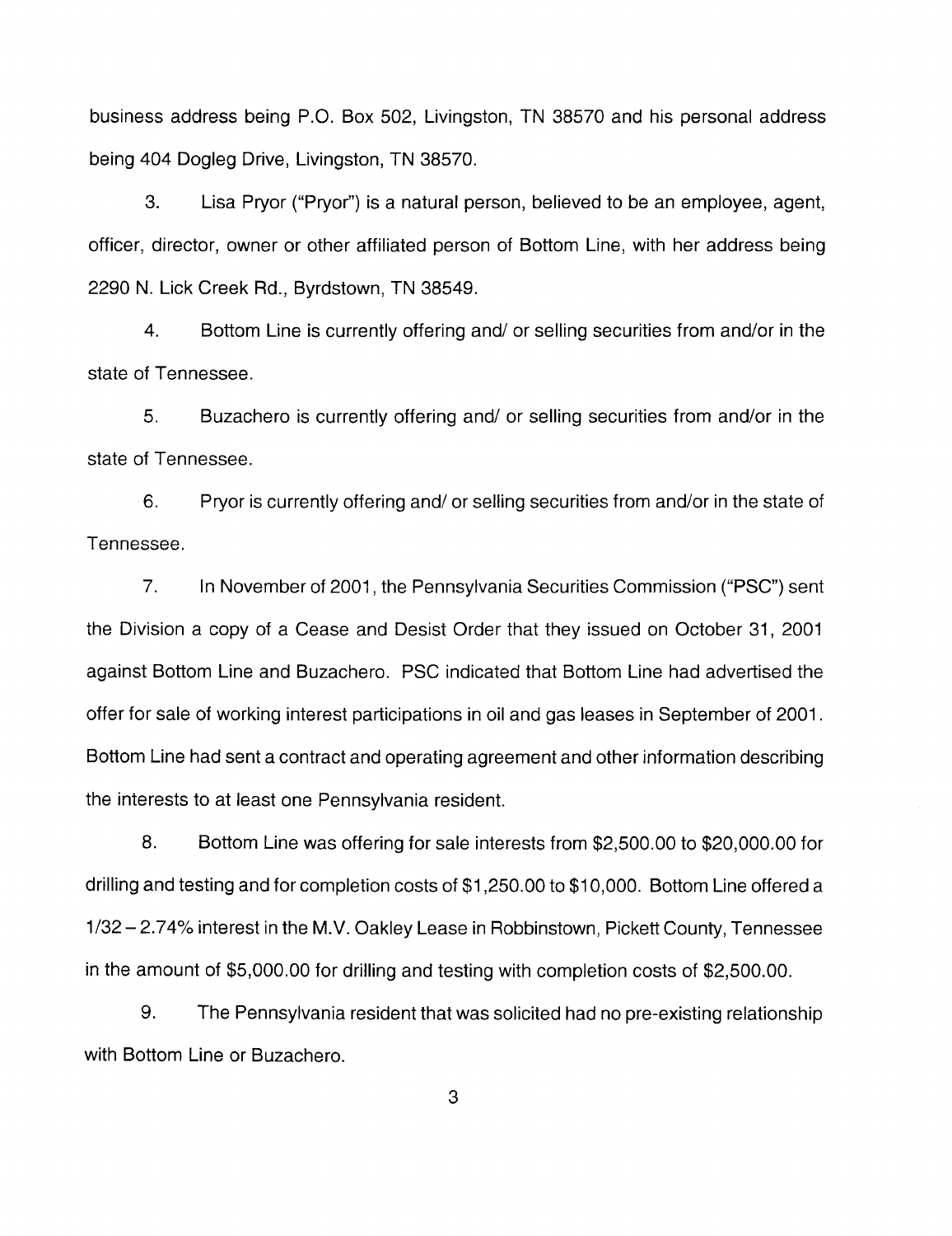business address being P.O. Box 502, Livingston, TN 38570 and his personal address being 404 Dogleg Drive, Livingston, TN 38570.

3. Lisa Pryor ("Pryor") is a natural person, believed to be an employee, agent, officer, director, owner or other affiliated person of Bottom Line, with her address being 2290 N. Lick Creek Rd., Byrdstown, TN 38549.

4. Bottom Line is currently offering and/ or selling securities from and/or in the state of Tennessee.

5. Buzachero is currently offering and/ or selling securities from and/or in the state of Tennessee.

6. Pryor is currently offering and/ or selling securities from and/or in the state of Tennessee.

7. In November of 2001, the Pennsylvania Securities Commission ("PSC") sent the Division a copy of a Cease and Desist Order that they issued on October 31, 2001 against Bottom Line and Buzachero. PSC indicated that Bottom Line had advertised the offer for sale of working interest participations in oil and gas leases in September of 2001. Bottom Line had sent a contract and operating agreement and other information describing the interests to at least one Pennsylvania resident.

8. Bottom Line was offering for sale interests from $2,500.00 to $20,000.00 for drilling and testing and for completion costs of $1,250.00 to $10,000. Bottom Line offered a 1/32 – 2.74% interest in the M.V. Oakley Lease in Robbinstown, Pickett County, Tennessee in the amount of $5,000.00 for drilling and testing with completion costs of $2,500.00.

9. The Pennsylvania resident that was solicited had no pre-existing relationship with Bottom Line or Buzachero.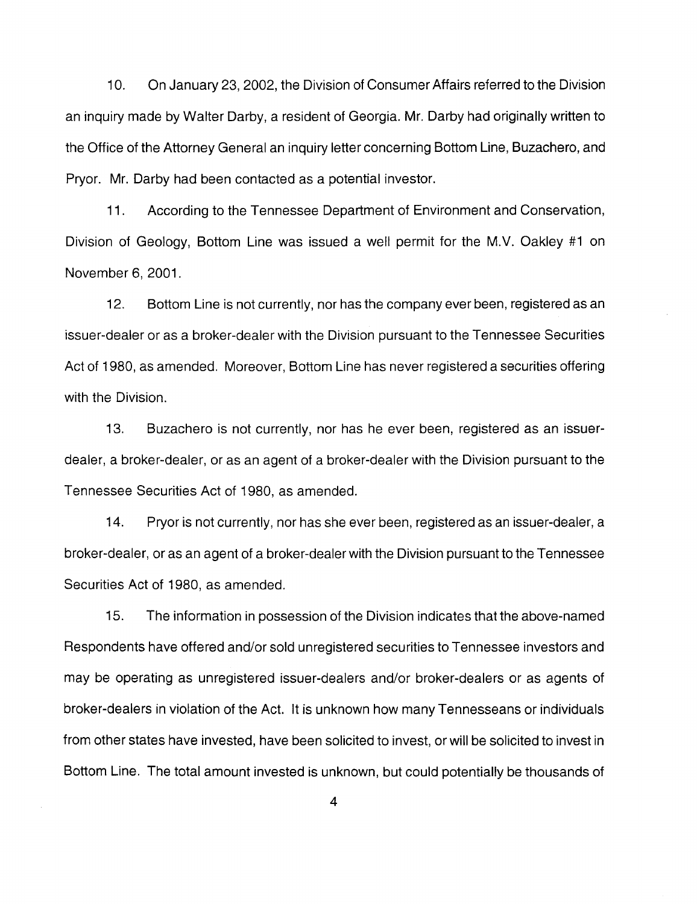10. On January 23, 2002, the Division of Consumer Affairs referred to the Division an inquiry made by Walter Darby, a resident of Georgia. Mr. Darby had originally written to the Office of the Attorney General an inquiry letter concerning Bottom Line, Buzachero, and Pryor. Mr. Darby had been contacted as a potential investor.

11. According to the Tennessee Department of Environment and Conservation, Division of Geology, Bottom Line was issued a well permit for the M.V. Oakley #1 on November 6, 2001.

12. Bottom Line is not currently, nor has the company ever been, registered as an issuer-dealer or as a broker-dealer with the Division pursuant to the Tennessee Securities Act of 1980, as amended. Moreover, Bottom Line has never registered a securities offering with the Division.

13. Buzachero is not currently, nor has he ever been, registered as an issuer-dealer, a broker-dealer, or as an agent of a broker-dealer with the Division pursuant to the Tennessee Securities Act of 1980, as amended.

14. Pryor is not currently, nor has she ever been, registered as an issuer-dealer, a broker-dealer, or as an agent of a broker-dealer with the Division pursuant to the Tennessee Securities Act of 1980, as amended.

15. The information in possession of the Division indicates that the above-named Respondents have offered and/or sold unregistered securities to Tennessee investors and may be operating as unregistered issuer-dealers and/or broker-dealers or as agents of broker-dealers in violation of the Act. It is unknown how many Tennesseans or individuals from other states have invested, have been solicited to invest, or will be solicited to invest in Bottom Line. The total amount invested is unknown, but could potentially be thousands of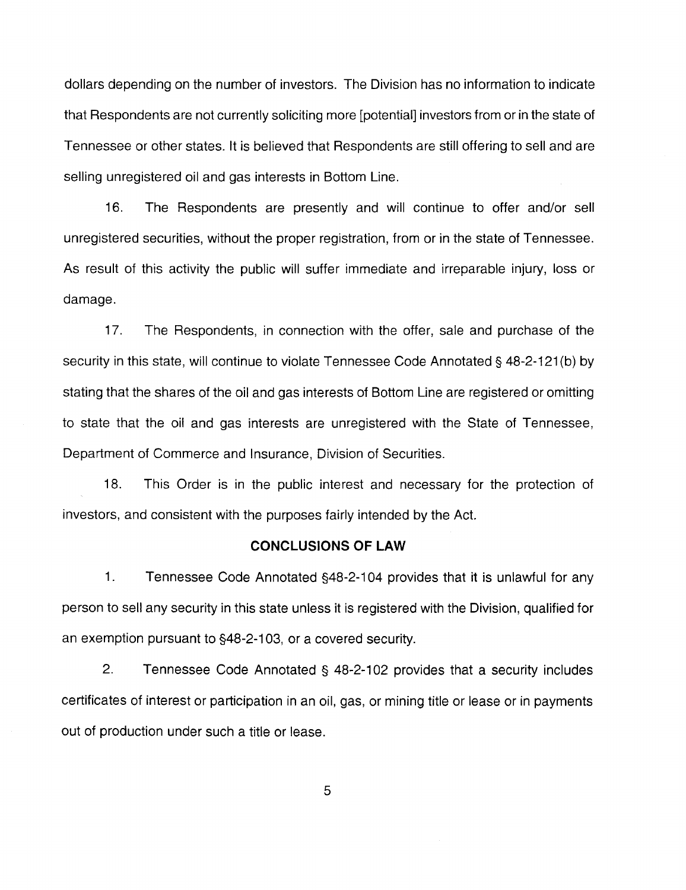dollars depending on the number of investors. The Division has no information to indicate that Respondents are not currently soliciting more [potential] investors from or in the state of Tennessee or other states. It is believed that Respondents are still offering to sell and are selling unregistered oil and gas interests in Bottom Line.

16. The Respondents are presently and will continue to offer and/or sell unregistered securities, without the proper registration, from or in the state of Tennessee. As result of this activity the public will suffer immediate and irreparable injury, loss or damage.

17. The Respondents, in connection with the offer, sale and purchase of the security in this state, will continue to violate Tennessee Code Annotated § 48-2-121(b) by stating that the shares of the oil and gas interests of Bottom Line are registered or omitting to state that the oil and gas interests are unregistered with the State of Tennessee, Department of Commerce and Insurance, Division of Securities.

18. This Order is in the public interest and necessary for the protection of investors, and consistent with the purposes fairly intended by the Act.

**CONCLUSIONS OF LAW**

1. Tennessee Code Annotated §48-2-104 provides that it is unlawful for any person to sell any security in this state unless it is registered with the Division, qualified for an exemption pursuant to §48-2-103, or a covered security.

2. Tennessee Code Annotated § 48-2-102 provides that a security includes certificates of interest or participation in an oil, gas, or mining title or lease or in payments out of production under such a title or lease.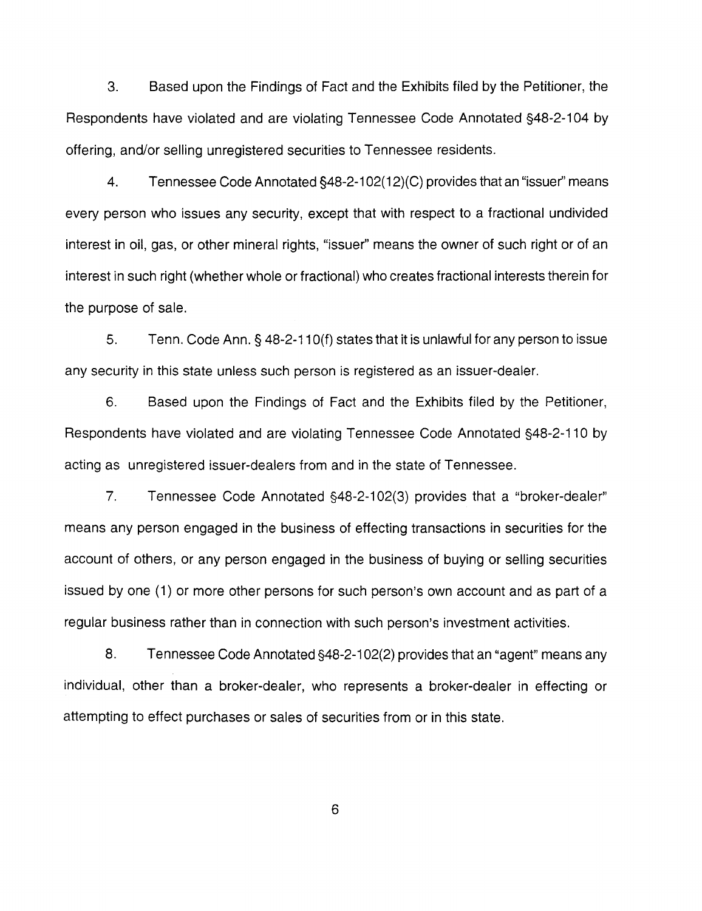3. Based upon the Findings of Fact and the Exhibits filed by the Petitioner, the Respondents have violated and are violating Tennessee Code Annotated §48-2-104 by offering, and/or selling unregistered securities to Tennessee residents.

4. Tennessee Code Annotated §48-2-102(12)(C) provides that an "issuer" means every person who issues any security, except that with respect to a fractional undivided interest in oil, gas, or other mineral rights, "issuer" means the owner of such right or of an interest in such right (whether whole or fractional) who creates fractional interests therein for the purpose of sale.

5. Tenn. Code Ann. § 48-2-110(f) states that it is unlawful for any person to issue any security in this state unless such person is registered as an issuer-dealer.

6. Based upon the Findings of Fact and the Exhibits filed by the Petitioner, Respondents have violated and are violating Tennessee Code Annotated §48-2-110 by acting as unregistered issuer-dealers from and in the state of Tennessee.

7. Tennessee Code Annotated §48-2-102(3) provides that a "broker-dealer" means any person engaged in the business of effecting transactions in securities for the account of others, or any person engaged in the business of buying or selling securities issued by one (1) or more other persons for such person's own account and as part of a regular business rather than in connection with such person's investment activities.

8. Tennessee Code Annotated §48-2-102(2) provides that an "agent" means any individual, other than a broker-dealer, who represents a broker-dealer in effecting or attempting to effect purchases or sales of securities from or in this state.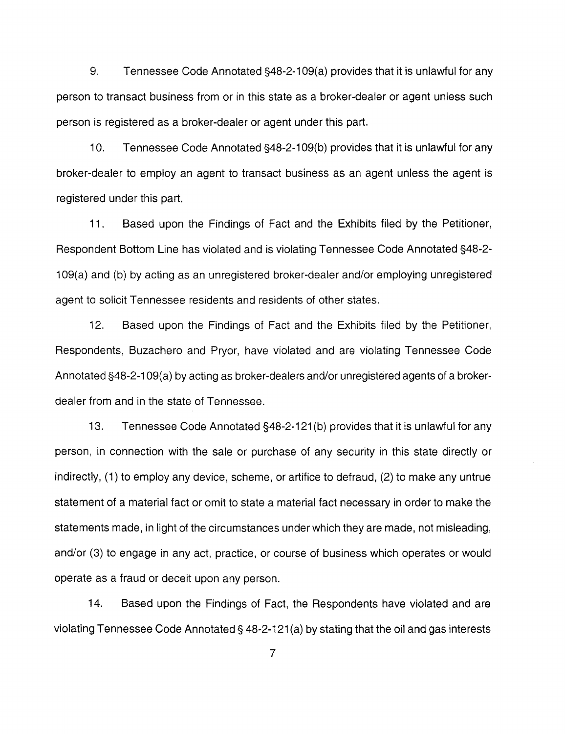9. Tennessee Code Annotated §48-2-109(a) provides that it is unlawful for any person to transact business from or in this state as a broker-dealer or agent unless such person is registered as a broker-dealer or agent under this part.

10. Tennessee Code Annotated §48-2-109(b) provides that it is unlawful for any broker-dealer to employ an agent to transact business as an agent unless the agent is registered under this part.

11. Based upon the Findings of Fact and the Exhibits filed by the Petitioner, Respondent Bottom Line has violated and is violating Tennessee Code Annotated §48-2-109(a) and (b) by acting as an unregistered broker-dealer and/or employing unregistered agent to solicit Tennessee residents and residents of other states.

12. Based upon the Findings of Fact and the Exhibits filed by the Petitioner, Respondents, Buzachero and Pryor, have violated and are violating Tennessee Code Annotated §48-2-109(a) by acting as broker-dealers and/or unregistered agents of a broker-dealer from and in the state of Tennessee.

13. Tennessee Code Annotated §48-2-121(b) provides that it is unlawful for any person, in connection with the sale or purchase of any security in this state directly or indirectly, (1) to employ any device, scheme, or artifice to defraud, (2) to make any untrue statement of a material fact or omit to state a material fact necessary in order to make the statements made, in light of the circumstances under which they are made, not misleading, and/or (3) to engage in any act, practice, or course of business which operates or would operate as a fraud or deceit upon any person.

14. Based upon the Findings of Fact, the Respondents have violated and are violating Tennessee Code Annotated § 48-2-121(a) by stating that the oil and gas interests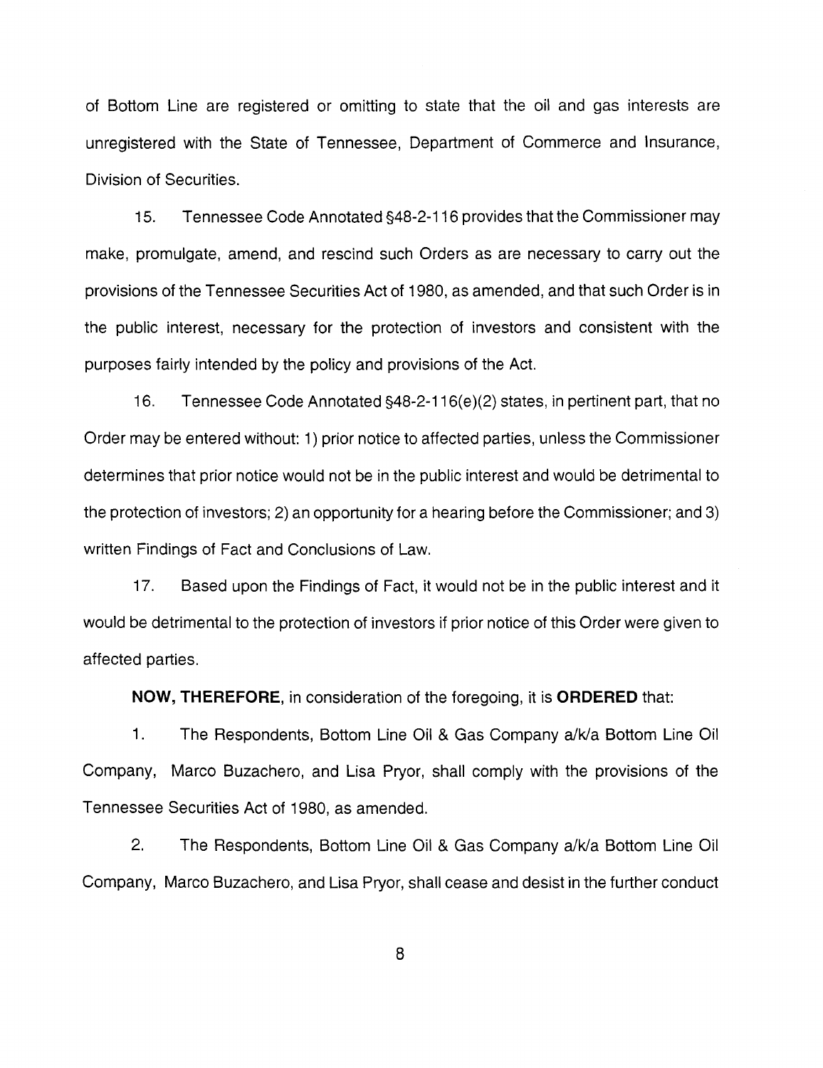of Bottom Line are registered or omitting to state that the oil and gas interests are unregistered with the State of Tennessee, Department of Commerce and Insurance, Division of Securities.

15. Tennessee Code Annotated §48-2-116 provides that the Commissioner may make, promulgate, amend, and rescind such Orders as are necessary to carry out the provisions of the Tennessee Securities Act of 1980, as amended, and that such Order is in the public interest, necessary for the protection of investors and consistent with the purposes fairly intended by the policy and provisions of the Act.

16. Tennessee Code Annotated §48-2-116(e)(2) states, in pertinent part, that no Order may be entered without: 1) prior notice to affected parties, unless the Commissioner determines that prior notice would not be in the public interest and would be detrimental to the protection of investors; 2) an opportunity for a hearing before the Commissioner; and 3) written Findings of Fact and Conclusions of Law.

17. Based upon the Findings of Fact, it would not be in the public interest and it would be detrimental to the protection of investors if prior notice of this Order were given to affected parties.

**NOW, THEREFORE,** in consideration of the foregoing, it is **ORDERED** that:

1. The Respondents, Bottom Line Oil & Gas Company a/k/a Bottom Line Oil Company, Marco Buzachero, and Lisa Pryor, shall comply with the provisions of the Tennessee Securities Act of 1980, as amended.

2. The Respondents, Bottom Line Oil & Gas Company a/k/a Bottom Line Oil Company, Marco Buzachero, and Lisa Pryor, shall cease and desist in the further conduct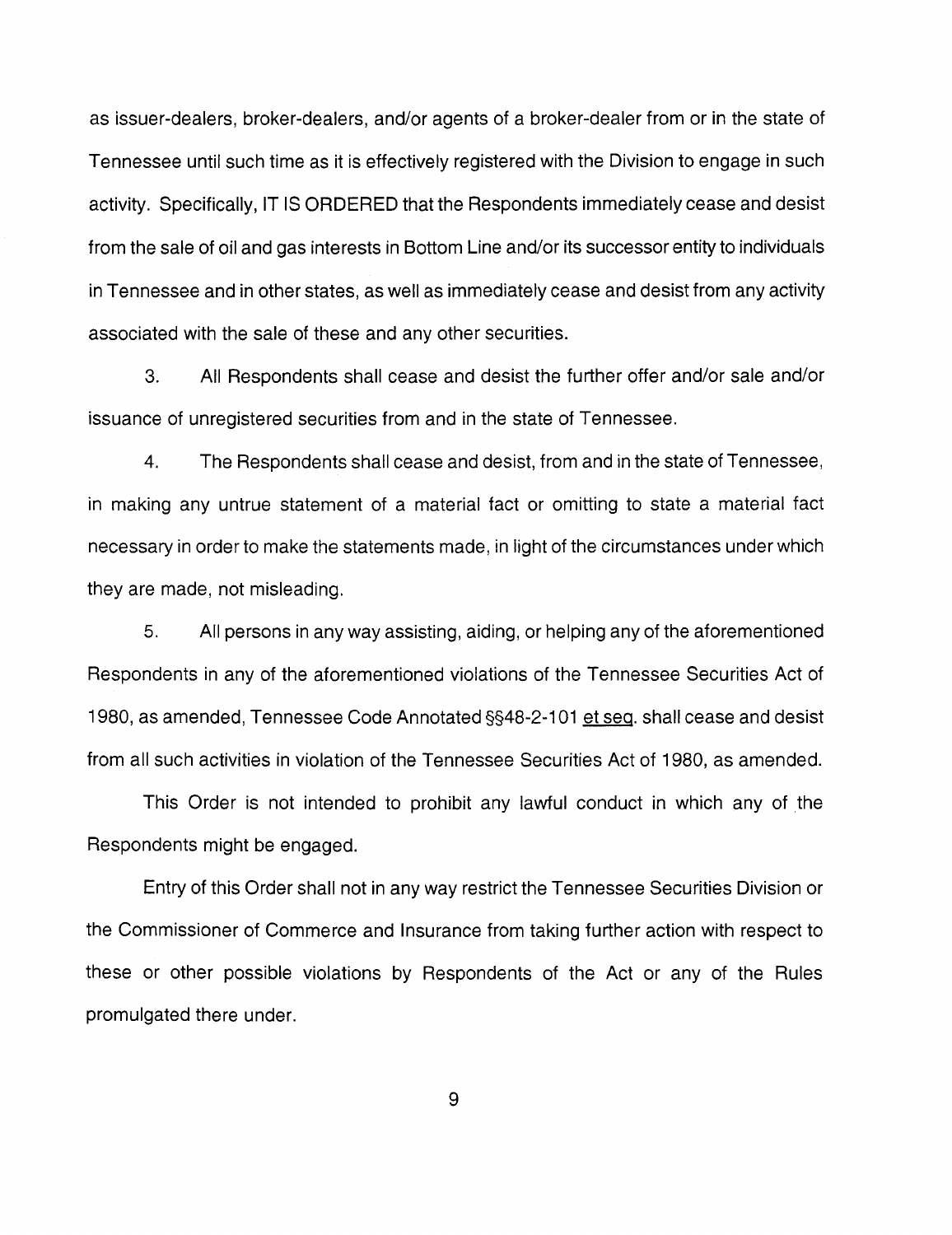as issuer-dealers, broker-dealers, and/or agents of a broker-dealer from or in the state of Tennessee until such time as it is effectively registered with the Division to engage in such activity. Specifically, IT IS ORDERED that the Respondents immediately cease and desist from the sale of oil and gas interests in Bottom Line and/or its successor entity to individuals in Tennessee and in other states, as well as immediately cease and desist from any activity associated with the sale of these and any other securities.

3. All Respondents shall cease and desist the further offer and/or sale and/or issuance of unregistered securities from and in the state of Tennessee.

4. The Respondents shall cease and desist, from and in the state of Tennessee, in making any untrue statement of a material fact or omitting to state a material fact necessary in order to make the statements made, in light of the circumstances under which they are made, not misleading.

5. All persons in any way assisting, aiding, or helping any of the aforementioned Respondents in any of the aforementioned violations of the Tennessee Securities Act of 1980, as amended, Tennessee Code Annotated §§48-2-101 et seq. shall cease and desist from all such activities in violation of the Tennessee Securities Act of 1980, as amended.

This Order is not intended to prohibit any lawful conduct in which any of the Respondents might be engaged.

Entry of this Order shall not in any way restrict the Tennessee Securities Division or the Commissioner of Commerce and Insurance from taking further action with respect to these or other possible violations by Respondents of the Act or any of the Rules promulgated there under.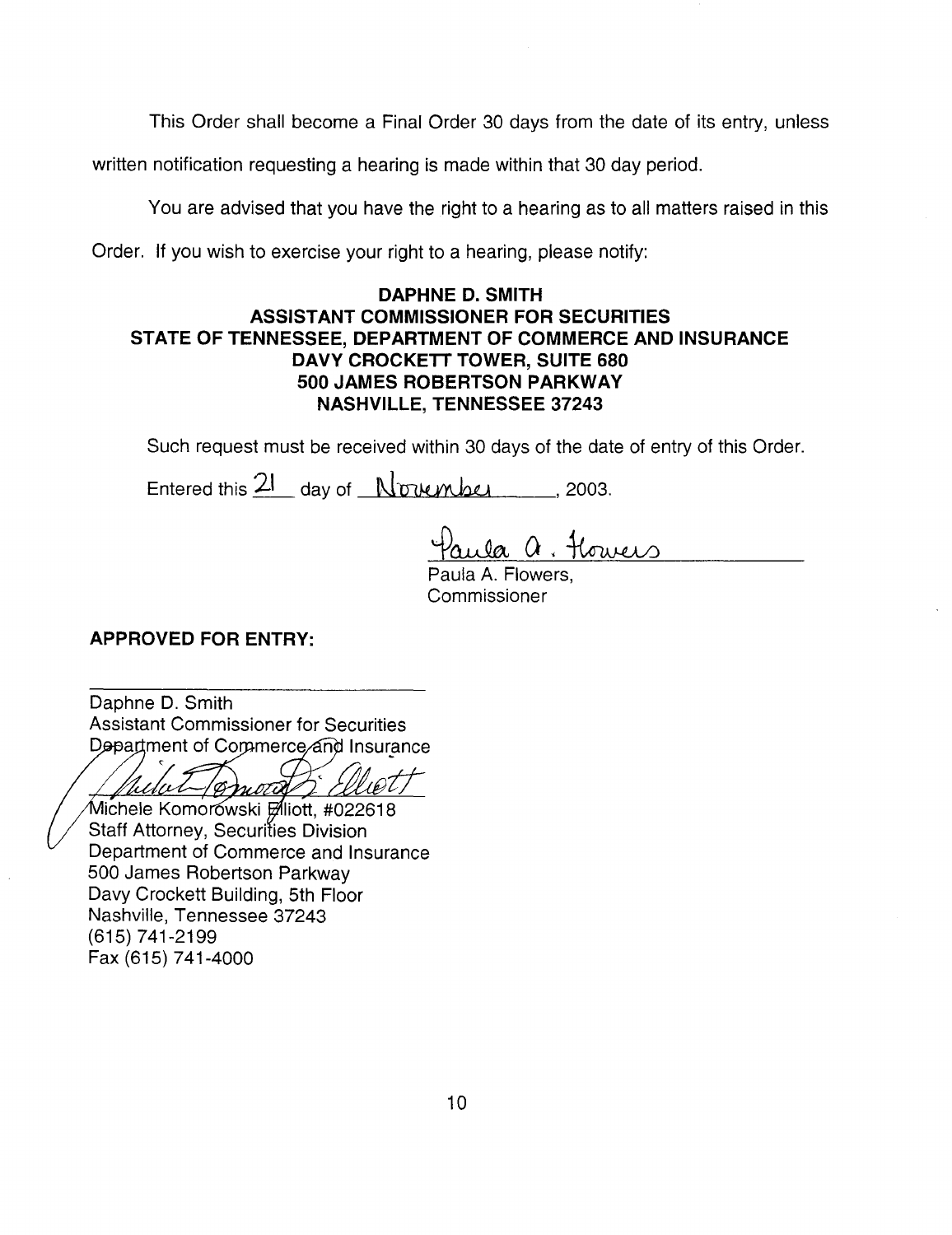This Order shall become a Final Order 30 days from the date of its entry, unless written notification requesting a hearing is made within that 30 day period.

You are advised that you have the right to a hearing as to all matters raised in this Order. If you wish to exercise your right to a hearing, please notify:

**DAPHNE D. SMITH**
**ASSISTANT COMMISSIONER FOR SECURITIES**
**STATE OF TENNESSEE, DEPARTMENT OF COMMERCE AND INSURANCE**
**DAVY CROCKETT TOWER, SUITE 680**
**500 JAMES ROBERTSON PARKWAY**
**NASHVILLE, TENNESSEE 37243**

Such request must be received within 30 days of the date of entry of this Order.

Entered this 21 day of November, 2003.

Paula A. Flowers

Paula A. Flowers,
Commissioner

**APPROVED FOR ENTRY:**

Daphne D. Smith
Assistant Commissioner for Securities
Department of Commerce and Insurance

Michele Komorowski Elliott

Michele Komorowski Elliott, #022618
Staff Attorney, Securities Division
Department of Commerce and Insurance
500 James Robertson Parkway
Davy Crockett Building, 5th Floor
Nashville, Tennessee 37243
(615) 741-2199
Fax (615) 741-4000